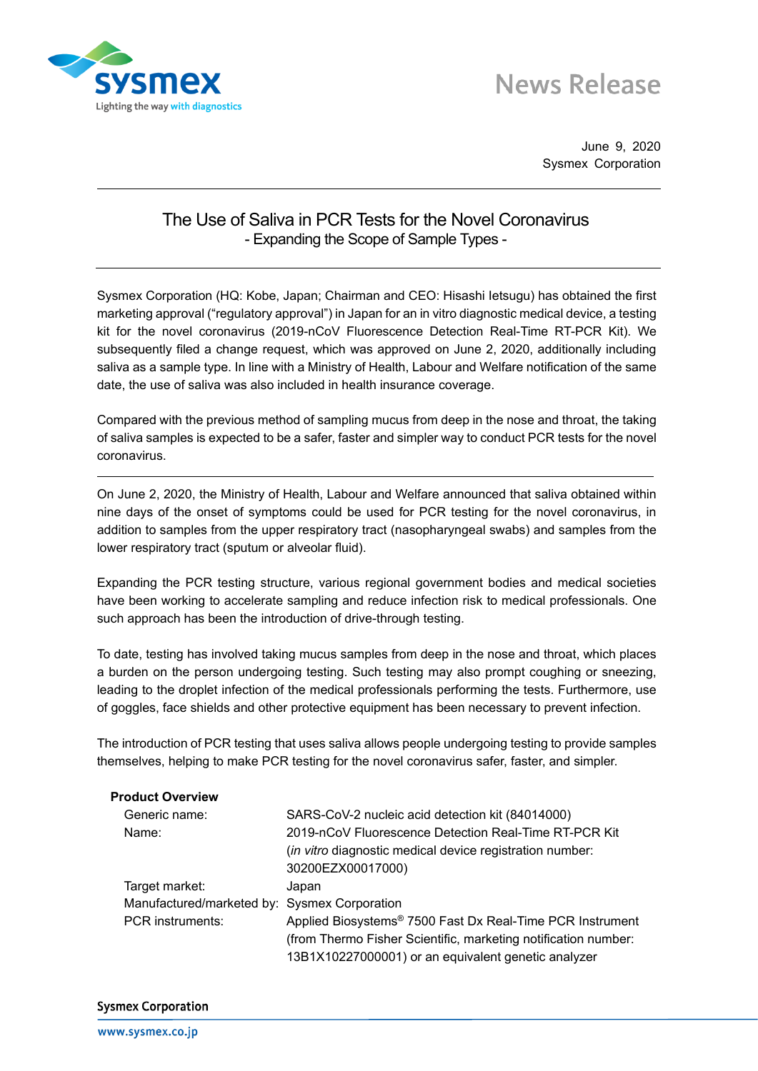News Release

June 9, 2020
Sysmex Corporation

# The Use of Saliva in PCR Tests for the Novel Coronavirus
## - Expanding the Scope of Sample Types -

Sysmex Corporation (HQ: Kobe, Japan; Chairman and CEO: Hisashi Ietsugu) has obtained the first marketing approval (“regulatory approval”) in Japan for an in vitro diagnostic medical device, a testing kit for the novel coronavirus (2019-nCoV Fluorescence Detection Real-Time RT-PCR Kit). We subsequently filed a change request, which was approved on June 2, 2020, additionally including saliva as a sample type. In line with a Ministry of Health, Labour and Welfare notification of the same date, the use of saliva was also included in health insurance coverage.

Compared with the previous method of sampling mucus from deep in the nose and throat, the taking of saliva samples is expected to be a safer, faster and simpler way to conduct PCR tests for the novel coronavirus.

---

On June 2, 2020, the Ministry of Health, Labour and Welfare announced that saliva obtained within nine days of the onset of symptoms could be used for PCR testing for the novel coronavirus, in addition to samples from the upper respiratory tract (nasopharyngeal swabs) and samples from the lower respiratory tract (sputum or alveolar fluid).

Expanding the PCR testing structure, various regional government bodies and medical societies have been working to accelerate sampling and reduce infection risk to medical professionals. One such approach has been the introduction of drive-through testing.

To date, testing has involved taking mucus samples from deep in the nose and throat, which places a burden on the person undergoing testing. Such testing may also prompt coughing or sneezing, leading to the droplet infection of the medical professionals performing the tests. Furthermore, use of goggles, face shields and other protective equipment has been necessary to prevent infection.

The introduction of PCR testing that uses saliva allows people undergoing testing to provide samples themselves, helping to make PCR testing for the novel coronavirus safer, faster, and simpler.

**Product Overview**

| | |
|---|---|
| Generic name: | SARS-CoV-2 nucleic acid detection kit (84014000) |
| Name: | 2019-nCoV Fluorescence Detection Real-Time RT-PCR Kit (*in vitro* diagnostic medical device registration number: 30200EZX00017000) |
| Target market: | Japan |
| Manufactured/marketed by: | Sysmex Corporation |
| PCR instruments: | Applied Biosystems® 7500 Fast Dx Real-Time PCR Instrument (from Thermo Fisher Scientific, marketing notification number: 13B1X10227000001) or an equivalent genetic analyzer |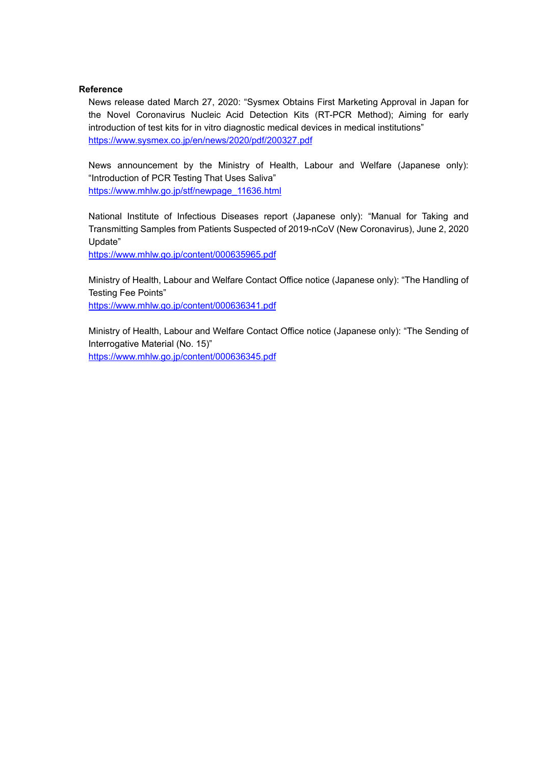**Reference**

News release dated March 27, 2020: "Sysmex Obtains First Marketing Approval in Japan for the Novel Coronavirus Nucleic Acid Detection Kits (RT-PCR Method); Aiming for early introduction of test kits for in vitro diagnostic medical devices in medical institutions"
https://www.sysmex.co.jp/en/news/2020/pdf/200327.pdf

News announcement by the Ministry of Health, Labour and Welfare (Japanese only): "Introduction of PCR Testing That Uses Saliva"
https://www.mhlw.go.jp/stf/newpage_11636.html

National Institute of Infectious Diseases report (Japanese only): "Manual for Taking and Transmitting Samples from Patients Suspected of 2019-nCoV (New Coronavirus), June 2, 2020 Update"
https://www.mhlw.go.jp/content/000635965.pdf

Ministry of Health, Labour and Welfare Contact Office notice (Japanese only): "The Handling of Testing Fee Points"
https://www.mhlw.go.jp/content/000636341.pdf

Ministry of Health, Labour and Welfare Contact Office notice (Japanese only): "The Sending of Interrogative Material (No. 15)"
https://www.mhlw.go.jp/content/000636345.pdf